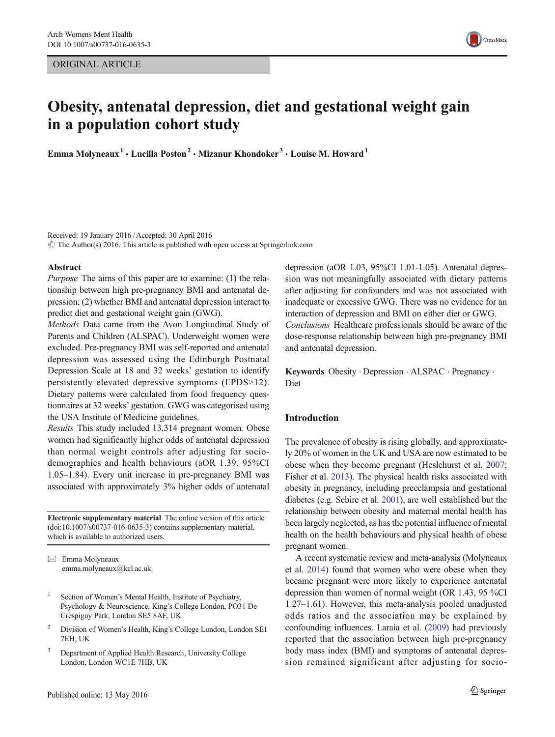ORIGINAL ARTICLE

# Obesity, antenatal depression, diet and gestational weight gain in a population cohort study

Emma Molyneaux[1] · Lucilla Poston[2] · Mizanur Khondoker[3] · Louise M. Howard[1]

Received: 19 January 2016 / Accepted: 30 April 2016
© The Author(s) 2016. This article is published with open access at Springerlink.com

## Abstract

*Purpose* The aims of this paper are to examine: (1) the relationship between high pre-pregnancy BMI and antenatal depression; (2) whether BMI and antenatal depression interact to predict diet and gestational weight gain (GWG).

*Methods* Data came from the Avon Longitudinal Study of Parents and Children (ALSPAC). Underweight women were excluded. Pre-pregnancy BMI was self-reported and antenatal depression was assessed using the Edinburgh Postnatal Depression Scale at 18 and 32 weeks' gestation to identify persistently elevated depressive symptoms (EPDS>12). Dietary patterns were calculated from food frequency questionnaires at 32 weeks' gestation. GWG was categorised using the USA Institute of Medicine guidelines.

*Results* This study included 13,314 pregnant women. Obese women had significantly higher odds of antenatal depression than normal weight controls after adjusting for socio-demographics and health behaviours (aOR 1.39, 95%CI 1.05–1.84). Every unit increase in pre-pregnancy BMI was associated with approximately 3% higher odds of antenatal depression (aOR 1.03, 95%CI 1.01-1.05). Antenatal depression was not meaningfully associated with dietary patterns after adjusting for confounders and was not associated with inadequate or excessive GWG. There was no evidence for an interaction of depression and BMI on either diet or GWG.

*Conclusions* Healthcare professionals should be aware of the dose-response relationship between high pre-pregnancy BMI and antenatal depression.

**Keywords** Obesity · Depression · ALSPAC · Pregnancy · Diet

**Electronic supplementary material** The online version of this article (doi:10.1007/s00737-016-0635-3) contains supplementary material, which is available to authorized users.

✉ Emma Molyneaux
emma.molyneaux@kcl.ac.uk

[1] Section of Women's Mental Health, Institute of Psychiatry, Psychology & Neuroscience, King's College London, PO31 De Crespigny Park, London SE5 8AF, UK

[2] Division of Women's Health, King's College London, London SE1 7EH, UK

[3] Department of Applied Health Research, University College London, London WC1E 7HB, UK

Published online: 13 May 2016

## Introduction

The prevalence of obesity is rising globally, and approximately 20% of women in the UK and USA are now estimated to be obese when they become pregnant (Heslehurst et al. 2007; Fisher et al. 2013). The physical health risks associated with obesity in pregnancy, including preeclampsia and gestational diabetes (e.g. Sebire et al. 2001), are well established but the relationship between obesity and maternal mental health has been largely neglected, as has the potential influence of mental health on the health behaviours and physical health of obese pregnant women.

A recent systematic review and meta-analysis (Molyneaux et al. 2014) found that women who were obese when they became pregnant were more likely to experience antenatal depression than women of normal weight (OR 1.43, 95 %CI 1.27–1.61). However, this meta-analysis pooled unadjusted odds ratios and the association may be explained by confounding influences. Laraia et al. (2009) had previously reported that the association between high pre-pregnancy body mass index (BMI) and symptoms of antenatal depression remained significant after adjusting for socio-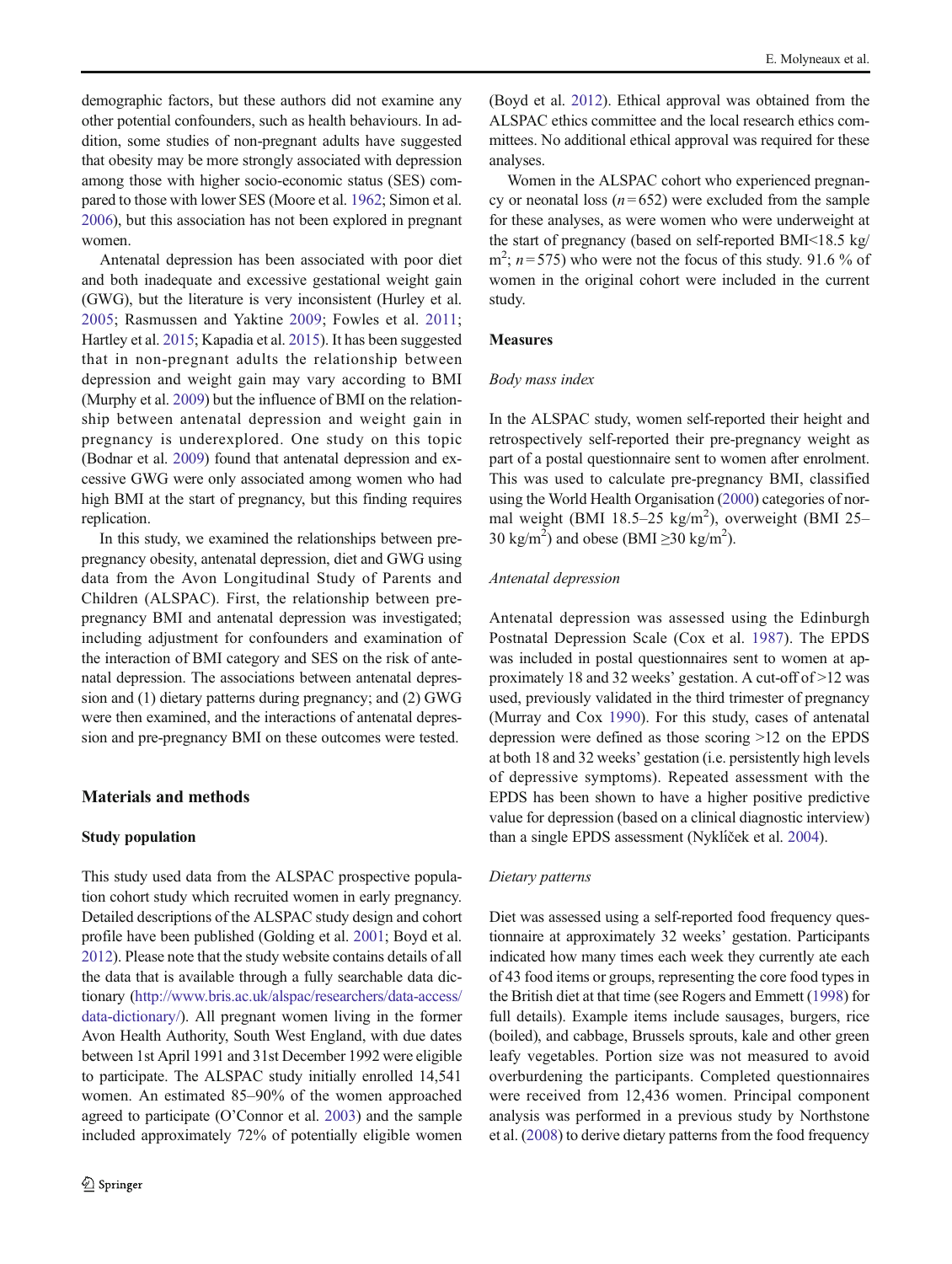demographic factors, but these authors did not examine any other potential confounders, such as health behaviours. In addition, some studies of non-pregnant adults have suggested that obesity may be more strongly associated with depression among those with higher socio-economic status (SES) compared to those with lower SES (Moore et al. 1962; Simon et al. 2006), but this association has not been explored in pregnant women.

Antenatal depression has been associated with poor diet and both inadequate and excessive gestational weight gain (GWG), but the literature is very inconsistent (Hurley et al. 2005; Rasmussen and Yaktine 2009; Fowles et al. 2011; Hartley et al. 2015; Kapadia et al. 2015). It has been suggested that in non-pregnant adults the relationship between depression and weight gain may vary according to BMI (Murphy et al. 2009) but the influence of BMI on the relationship between antenatal depression and weight gain in pregnancy is underexplored. One study on this topic (Bodnar et al. 2009) found that antenatal depression and excessive GWG were only associated among women who had high BMI at the start of pregnancy, but this finding requires replication.

In this study, we examined the relationships between pre-pregnancy obesity, antenatal depression, diet and GWG using data from the Avon Longitudinal Study of Parents and Children (ALSPAC). First, the relationship between pre-pregnancy BMI and antenatal depression was investigated; including adjustment for confounders and examination of the interaction of BMI category and SES on the risk of antenatal depression. The associations between antenatal depression and (1) dietary patterns during pregnancy; and (2) GWG were then examined, and the interactions of antenatal depression and pre-pregnancy BMI on these outcomes were tested.

## Materials and methods

### Study population

This study used data from the ALSPAC prospective population cohort study which recruited women in early pregnancy. Detailed descriptions of the ALSPAC study design and cohort profile have been published (Golding et al. 2001; Boyd et al. 2012). Please note that the study website contains details of all the data that is available through a fully searchable data dictionary (http://www.bris.ac.uk/alspac/researchers/data-access/data-dictionary/). All pregnant women living in the former Avon Health Authority, South West England, with due dates between 1st April 1991 and 31st December 1992 were eligible to participate. The ALSPAC study initially enrolled 14,541 women. An estimated 85–90% of the women approached agreed to participate (O'Connor et al. 2003) and the sample included approximately 72% of potentially eligible women (Boyd et al. 2012). Ethical approval was obtained from the ALSPAC ethics committee and the local research ethics committees. No additional ethical approval was required for these analyses.

Women in the ALSPAC cohort who experienced pregnancy or neonatal loss ($n = 652$) were excluded from the sample for these analyses, as were women who were underweight at the start of pregnancy (based on self-reported BMI<18.5 kg/m$^2$; $n = 575$) who were not the focus of this study. 91.6 % of women in the original cohort were included in the current study.

### Measures

*Body mass index*

In the ALSPAC study, women self-reported their height and retrospectively self-reported their pre-pregnancy weight as part of a postal questionnaire sent to women after enrolment. This was used to calculate pre-pregnancy BMI, classified using the World Health Organisation (2000) categories of normal weight (BMI 18.5–25 kg/m$^2$), overweight (BMI 25–30 kg/m$^2$) and obese (BMI ≥30 kg/m$^2$).

*Antenatal depression*

Antenatal depression was assessed using the Edinburgh Postnatal Depression Scale (Cox et al. 1987). The EPDS was included in postal questionnaires sent to women at approximately 18 and 32 weeks' gestation. A cut-off of >12 was used, previously validated in the third trimester of pregnancy (Murray and Cox 1990). For this study, cases of antenatal depression were defined as those scoring >12 on the EPDS at both 18 and 32 weeks' gestation (i.e. persistently high levels of depressive symptoms). Repeated assessment with the EPDS has been shown to have a higher positive predictive value for depression (based on a clinical diagnostic interview) than a single EPDS assessment (Nyklíček et al. 2004).

*Dietary patterns*

Diet was assessed using a self-reported food frequency questionnaire at approximately 32 weeks' gestation. Participants indicated how many times each week they currently ate each of 43 food items or groups, representing the core food types in the British diet at that time (see Rogers and Emmett (1998) for full details). Example items include sausages, burgers, rice (boiled), and cabbage, Brussels sprouts, kale and other green leafy vegetables. Portion size was not measured to avoid overburdening the participants. Completed questionnaires were received from 12,436 women. Principal component analysis was performed in a previous study by Northstone et al. (2008) to derive dietary patterns from the food frequency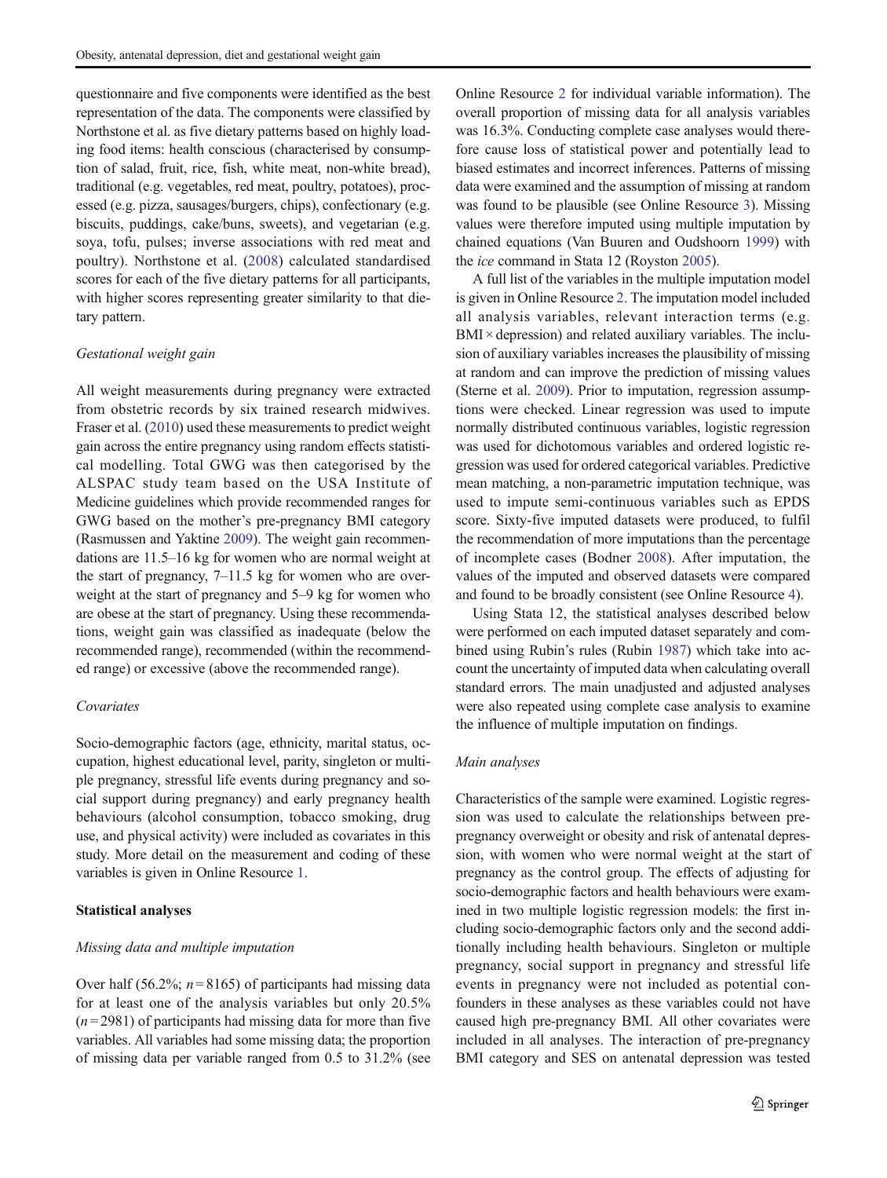questionnaire and five components were identified as the best representation of the data. The components were classified by Northstone et al. as five dietary patterns based on highly loading food items: health conscious (characterised by consumption of salad, fruit, rice, fish, white meat, non-white bread), traditional (e.g. vegetables, red meat, poultry, potatoes), processed (e.g. pizza, sausages/burgers, chips), confectionary (e.g. biscuits, puddings, cake/buns, sweets), and vegetarian (e.g. soya, tofu, pulses; inverse associations with red meat and poultry). Northstone et al. (2008) calculated standardised scores for each of the five dietary patterns for all participants, with higher scores representing greater similarity to that dietary pattern.

*Gestational weight gain*

All weight measurements during pregnancy were extracted from obstetric records by six trained research midwives. Fraser et al. (2010) used these measurements to predict weight gain across the entire pregnancy using random effects statistical modelling. Total GWG was then categorised by the ALSPAC study team based on the USA Institute of Medicine guidelines which provide recommended ranges for GWG based on the mother's pre-pregnancy BMI category (Rasmussen and Yaktine 2009). The weight gain recommendations are 11.5–16 kg for women who are normal weight at the start of pregnancy, 7–11.5 kg for women who are overweight at the start of pregnancy and 5–9 kg for women who are obese at the start of pregnancy. Using these recommendations, weight gain was classified as inadequate (below the recommended range), recommended (within the recommended range) or excessive (above the recommended range).

*Covariates*

Socio-demographic factors (age, ethnicity, marital status, occupation, highest educational level, parity, singleton or multiple pregnancy, stressful life events during pregnancy and social support during pregnancy) and early pregnancy health behaviours (alcohol consumption, tobacco smoking, drug use, and physical activity) were included as covariates in this study. More detail on the measurement and coding of these variables is given in Online Resource 1.

**Statistical analyses**

*Missing data and multiple imputation*

Over half (56.2%; $n = 8165$) of participants had missing data for at least one of the analysis variables but only 20.5% ($n = 2981$) of participants had missing data for more than five variables. All variables had some missing data; the proportion of missing data per variable ranged from 0.5 to 31.2% (see Online Resource 2 for individual variable information). The overall proportion of missing data for all analysis variables was 16.3%. Conducting complete case analyses would therefore cause loss of statistical power and potentially lead to biased estimates and incorrect inferences. Patterns of missing data were examined and the assumption of missing at random was found to be plausible (see Online Resource 3). Missing values were therefore imputed using multiple imputation by chained equations (Van Buuren and Oudshoorn 1999) with the *ice* command in Stata 12 (Royston 2005).

A full list of the variables in the multiple imputation model is given in Online Resource 2. The imputation model included all analysis variables, relevant interaction terms (e.g. BMI × depression) and related auxiliary variables. The inclusion of auxiliary variables increases the plausibility of missing at random and can improve the prediction of missing values (Sterne et al. 2009). Prior to imputation, regression assumptions were checked. Linear regression was used to impute normally distributed continuous variables, logistic regression was used for dichotomous variables and ordered logistic regression was used for ordered categorical variables. Predictive mean matching, a non-parametric imputation technique, was used to impute semi-continuous variables such as EPDS score. Sixty-five imputed datasets were produced, to fulfil the recommendation of more imputations than the percentage of incomplete cases (Bodner 2008). After imputation, the values of the imputed and observed datasets were compared and found to be broadly consistent (see Online Resource 4).

Using Stata 12, the statistical analyses described below were performed on each imputed dataset separately and combined using Rubin's rules (Rubin 1987) which take into account the uncertainty of imputed data when calculating overall standard errors. The main unadjusted and adjusted analyses were also repeated using complete case analysis to examine the influence of multiple imputation on findings.

*Main analyses*

Characteristics of the sample were examined. Logistic regression was used to calculate the relationships between pre-pregnancy overweight or obesity and risk of antenatal depression, with women who were normal weight at the start of pregnancy as the control group. The effects of adjusting for socio-demographic factors and health behaviours were examined in two multiple logistic regression models: the first including socio-demographic factors only and the second additionally including health behaviours. Singleton or multiple pregnancy, social support in pregnancy and stressful life events in pregnancy were not included as potential confounders in these analyses as these variables could not have caused high pre-pregnancy BMI. All other covariates were included in all analyses. The interaction of pre-pregnancy BMI category and SES on antenatal depression was tested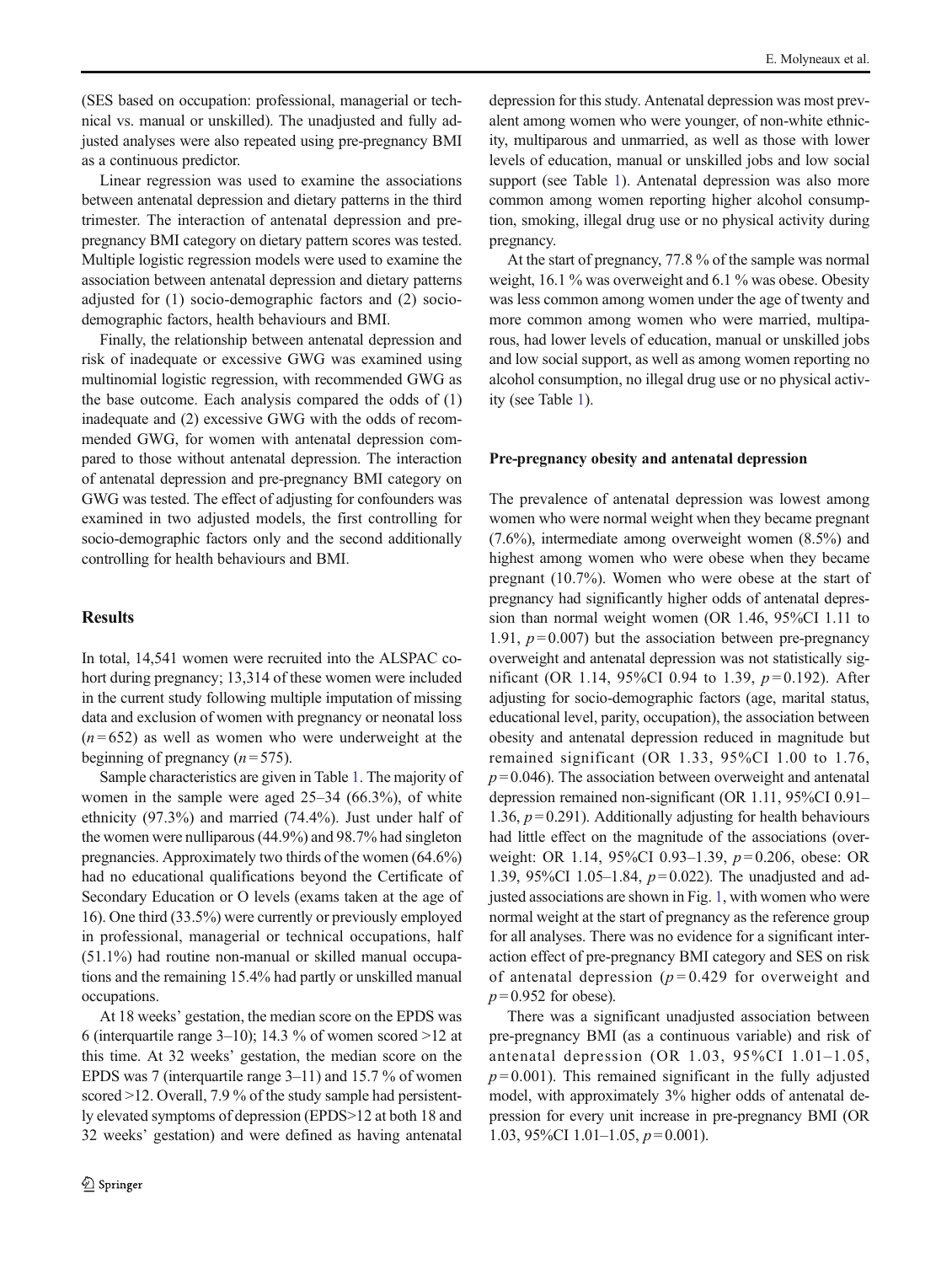(SES based on occupation: professional, managerial or technical vs. manual or unskilled). The unadjusted and fully adjusted analyses were also repeated using pre-pregnancy BMI as a continuous predictor.

Linear regression was used to examine the associations between antenatal depression and dietary patterns in the third trimester. The interaction of antenatal depression and pre-pregnancy BMI category on dietary pattern scores was tested. Multiple logistic regression models were used to examine the association between antenatal depression and dietary patterns adjusted for (1) socio-demographic factors and (2) socio-demographic factors, health behaviours and BMI.

Finally, the relationship between antenatal depression and risk of inadequate or excessive GWG was examined using multinomial logistic regression, with recommended GWG as the base outcome. Each analysis compared the odds of (1) inadequate and (2) excessive GWG with the odds of recommended GWG, for women with antenatal depression compared to those without antenatal depression. The interaction of antenatal depression and pre-pregnancy BMI category on GWG was tested. The effect of adjusting for confounders was examined in two adjusted models, the first controlling for socio-demographic factors only and the second additionally controlling for health behaviours and BMI.

## Results

In total, 14,541 women were recruited into the ALSPAC cohort during pregnancy; 13,314 of these women were included in the current study following multiple imputation of missing data and exclusion of women with pregnancy or neonatal loss ($n = 652$) as well as women who were underweight at the beginning of pregnancy ($n = 575$).

Sample characteristics are given in Table 1. The majority of women in the sample were aged 25–34 (66.3%), of white ethnicity (97.3%) and married (74.4%). Just under half of the women were nulliparous (44.9%) and 98.7% had singleton pregnancies. Approximately two thirds of the women (64.6%) had no educational qualifications beyond the Certificate of Secondary Education or O levels (exams taken at the age of 16). One third (33.5%) were currently or previously employed in professional, managerial or technical occupations, half (51.1%) had routine non-manual or skilled manual occupations and the remaining 15.4% had partly or unskilled manual occupations.

At 18 weeks' gestation, the median score on the EPDS was 6 (interquartile range 3–10); 14.3 % of women scored >12 at this time. At 32 weeks' gestation, the median score on the EPDS was 7 (interquartile range 3–11) and 15.7 % of women scored >12. Overall, 7.9 % of the study sample had persistently elevated symptoms of depression (EPDS>12 at both 18 and 32 weeks' gestation) and were defined as having antenatal depression for this study. Antenatal depression was most prevalent among women who were younger, of non-white ethnicity, multiparous and unmarried, as well as those with lower levels of education, manual or unskilled jobs and low social support (see Table 1). Antenatal depression was also more common among women reporting higher alcohol consumption, smoking, illegal drug use or no physical activity during pregnancy.

At the start of pregnancy, 77.8 % of the sample was normal weight, 16.1 % was overweight and 6.1 % was obese. Obesity was less common among women under the age of twenty and more common among women who were married, multiparous, had lower levels of education, manual or unskilled jobs and low social support, as well as among women reporting no alcohol consumption, no illegal drug use or no physical activity (see Table 1).

### Pre-pregnancy obesity and antenatal depression

The prevalence of antenatal depression was lowest among women who were normal weight when they became pregnant (7.6%), intermediate among overweight women (8.5%) and highest among women who were obese when they became pregnant (10.7%). Women who were obese at the start of pregnancy had significantly higher odds of antenatal depression than normal weight women (OR 1.46, 95%CI 1.11 to 1.91, $p = 0.007$) but the association between pre-pregnancy overweight and antenatal depression was not statistically significant (OR 1.14, 95%CI 0.94 to 1.39, $p = 0.192$). After adjusting for socio-demographic factors (age, marital status, educational level, parity, occupation), the association between obesity and antenatal depression reduced in magnitude but remained significant (OR 1.33, 95%CI 1.00 to 1.76, $p = 0.046$). The association between overweight and antenatal depression remained non-significant (OR 1.11, 95%CI 0.91–1.36, $p = 0.291$). Additionally adjusting for health behaviours had little effect on the magnitude of the associations (overweight: OR 1.14, 95%CI 0.93–1.39, $p = 0.206$, obese: OR 1.39, 95%CI 1.05–1.84, $p = 0.022$). The unadjusted and adjusted associations are shown in Fig. 1, with women who were normal weight at the start of pregnancy as the reference group for all analyses. There was no evidence for a significant interaction effect of pre-pregnancy BMI category and SES on risk of antenatal depression ($p = 0.429$ for overweight and $p = 0.952$ for obese).

There was a significant unadjusted association between pre-pregnancy BMI (as a continuous variable) and risk of antenatal depression (OR 1.03, 95%CI 1.01–1.05, $p = 0.001$). This remained significant in the fully adjusted model, with approximately 3% higher odds of antenatal depression for every unit increase in pre-pregnancy BMI (OR 1.03, 95%CI 1.01–1.05, $p = 0.001$).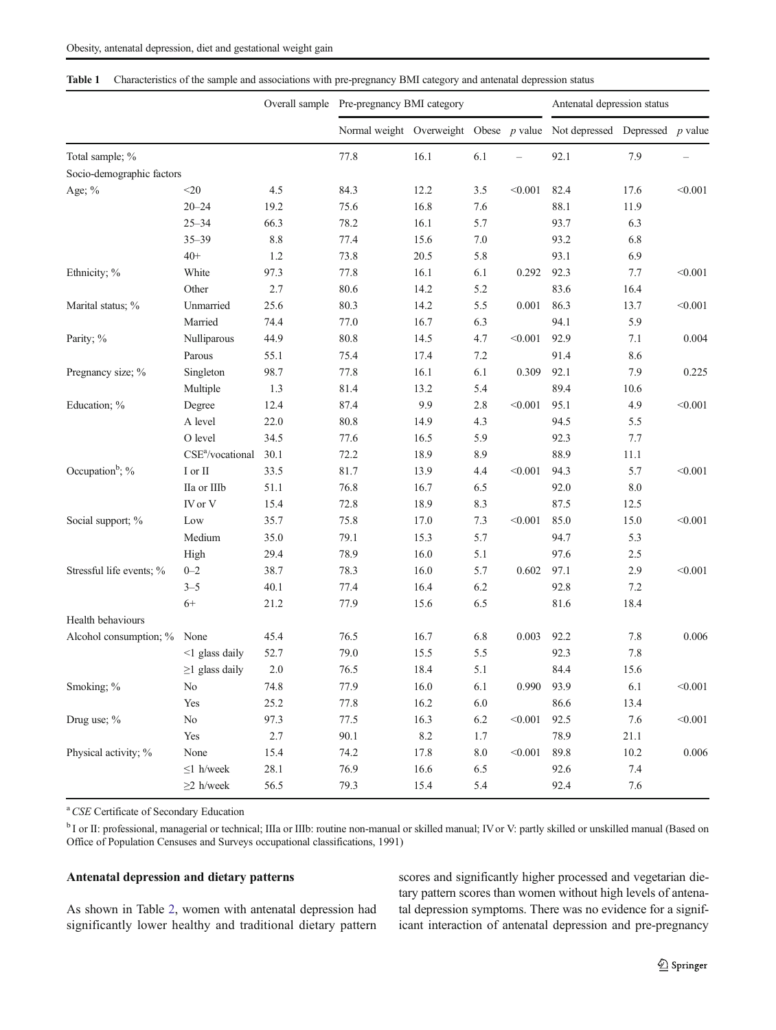**Table 1** Characteristics of the sample and associations with pre-pregnancy BMI category and antenatal depression status

| | | Overall sample | Pre-pregnancy BMI category | | | | Antenatal depression status | | |
|---|---|---|---|---|---|---|---|---|---|
| | | | Normal weight | Overweight | Obese | *p* value | Not depressed | Depressed | *p* value |
| Total sample; % | | | 77.8 | 16.1 | 6.1 | – | 92.1 | 7.9 | – |
| Socio-demographic factors | | | | | | | | | |
| Age; % | <20 | 4.5 | 84.3 | 12.2 | 3.5 | <0.001 | 82.4 | 17.6 | <0.001 |
| | 20–24 | 19.2 | 75.6 | 16.8 | 7.6 | | 88.1 | 11.9 | |
| | 25–34 | 66.3 | 78.2 | 16.1 | 5.7 | | 93.7 | 6.3 | |
| | 35–39 | 8.8 | 77.4 | 15.6 | 7.0 | | 93.2 | 6.8 | |
| | 40+ | 1.2 | 73.8 | 20.5 | 5.8 | | 93.1 | 6.9 | |
| Ethnicity; % | White | 97.3 | 77.8 | 16.1 | 6.1 | 0.292 | 92.3 | 7.7 | <0.001 |
| | Other | 2.7 | 80.6 | 14.2 | 5.2 | | 83.6 | 16.4 | |
| Marital status; % | Unmarried | 25.6 | 80.3 | 14.2 | 5.5 | 0.001 | 86.3 | 13.7 | <0.001 |
| | Married | 74.4 | 77.0 | 16.7 | 6.3 | | 94.1 | 5.9 | |
| Parity; % | Nulliparous | 44.9 | 80.8 | 14.5 | 4.7 | <0.001 | 92.9 | 7.1 | 0.004 |
| | Parous | 55.1 | 75.4 | 17.4 | 7.2 | | 91.4 | 8.6 | |
| Pregnancy size; % | Singleton | 98.7 | 77.8 | 16.1 | 6.1 | 0.309 | 92.1 | 7.9 | 0.225 |
| | Multiple | 1.3 | 81.4 | 13.2 | 5.4 | | 89.4 | 10.6 | |
| Education; % | Degree | 12.4 | 87.4 | 9.9 | 2.8 | <0.001 | 95.1 | 4.9 | <0.001 |
| | A level | 22.0 | 80.8 | 14.9 | 4.3 | | 94.5 | 5.5 | |
| | O level | 34.5 | 77.6 | 16.5 | 5.9 | | 92.3 | 7.7 | |
| | CSE[a]/vocational | 30.1 | 72.2 | 18.9 | 8.9 | | 88.9 | 11.1 | |
| Occupation[b]; % | I or II | 33.5 | 81.7 | 13.9 | 4.4 | <0.001 | 94.3 | 5.7 | <0.001 |
| | IIa or IIIb | 51.1 | 76.8 | 16.7 | 6.5 | | 92.0 | 8.0 | |
| | IV or V | 15.4 | 72.8 | 18.9 | 8.3 | | 87.5 | 12.5 | |
| Social support; % | Low | 35.7 | 75.8 | 17.0 | 7.3 | <0.001 | 85.0 | 15.0 | <0.001 |
| | Medium | 35.0 | 79.1 | 15.3 | 5.7 | | 94.7 | 5.3 | |
| | High | 29.4 | 78.9 | 16.0 | 5.1 | | 97.6 | 2.5 | |
| Stressful life events; % | 0–2 | 38.7 | 78.3 | 16.0 | 5.7 | 0.602 | 97.1 | 2.9 | <0.001 |
| | 3–5 | 40.1 | 77.4 | 16.4 | 6.2 | | 92.8 | 7.2 | |
| | 6+ | 21.2 | 77.9 | 15.6 | 6.5 | | 81.6 | 18.4 | |
| Health behaviours | | | | | | | | | |
| Alcohol consumption; % | None | 45.4 | 76.5 | 16.7 | 6.8 | 0.003 | 92.2 | 7.8 | 0.006 |
| | <1 glass daily | 52.7 | 79.0 | 15.5 | 5.5 | | 92.3 | 7.8 | |
| | ≥1 glass daily | 2.0 | 76.5 | 18.4 | 5.1 | | 84.4 | 15.6 | |
| Smoking; % | No | 74.8 | 77.9 | 16.0 | 6.1 | 0.990 | 93.9 | 6.1 | <0.001 |
| | Yes | 25.2 | 77.8 | 16.2 | 6.0 | | 86.6 | 13.4 | |
| Drug use; % | No | 97.3 | 77.5 | 16.3 | 6.2 | <0.001 | 92.5 | 7.6 | <0.001 |
| | Yes | 2.7 | 90.1 | 8.2 | 1.7 | | 78.9 | 21.1 | |
| Physical activity; % | None | 15.4 | 74.2 | 17.8 | 8.0 | <0.001 | 89.8 | 10.2 | 0.006 |
| | ≤1 h/week | 28.1 | 76.9 | 16.6 | 6.5 | | 92.6 | 7.4 | |
| | ≥2 h/week | 56.5 | 79.3 | 15.4 | 5.4 | | 92.4 | 7.6 | |

[a] *CSE* Certificate of Secondary Education

[b] I or II: professional, managerial or technical; IIIa or IIIb: routine non-manual or skilled manual; IV or V: partly skilled or unskilled manual (Based on Office of Population Censuses and Surveys occupational classifications, 1991)

### Antenatal depression and dietary patterns

As shown in Table 2, women with antenatal depression had significantly lower healthy and traditional dietary pattern scores and significantly higher processed and vegetarian dietary pattern scores than women without high levels of antenatal depression symptoms. There was no evidence for a significant interaction of antenatal depression and pre-pregnancy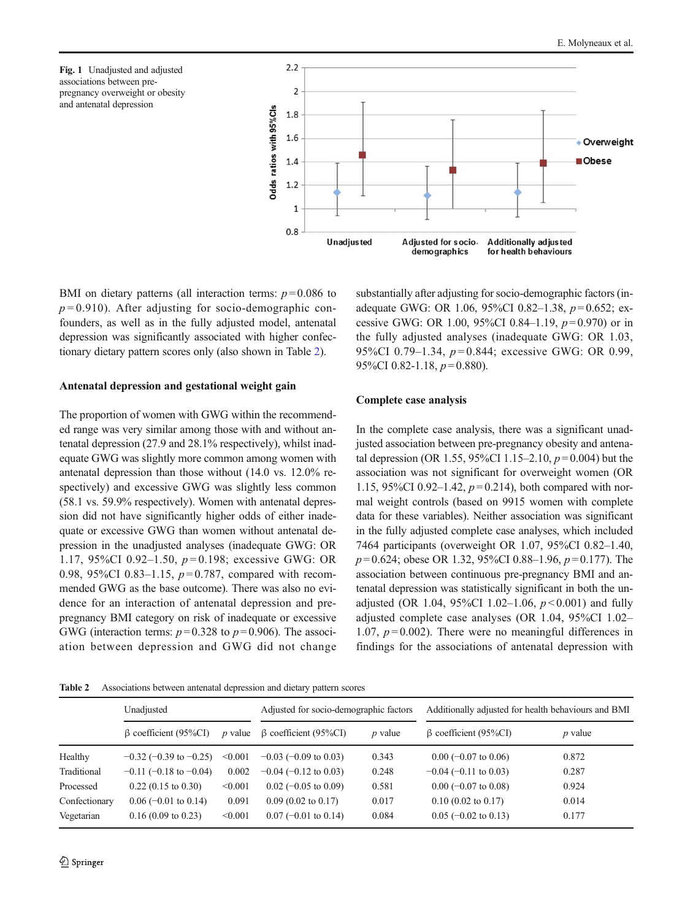**Fig. 1** Unadjusted and adjusted associations between pre-pregnancy overweight or obesity and antenatal depression

BMI on dietary patterns (all interaction terms: $p = 0.086$ to $p = 0.910$). After adjusting for socio-demographic confounders, as well as in the fully adjusted model, antenatal depression was significantly associated with higher confectionary dietary pattern scores only (also shown in Table 2).

### Antenatal depression and gestational weight gain

The proportion of women with GWG within the recommended range was very similar among those with and without antenatal depression (27.9 and 28.1% respectively), whilst inadequate GWG was slightly more common among women with antenatal depression than those without (14.0 vs. 12.0% respectively) and excessive GWG was slightly less common (58.1 vs. 59.9% respectively). Women with antenatal depression did not have significantly higher odds of either inadequate or excessive GWG than women without antenatal depression in the unadjusted analyses (inadequate GWG: OR 1.17, 95%CI 0.92–1.50, $p = 0.198$; excessive GWG: OR 0.98, 95%CI 0.83–1.15, $p = 0.787$, compared with recommended GWG as the base outcome). There was also no evidence for an interaction of antenatal depression and pre-pregnancy BMI category on risk of inadequate or excessive GWG (interaction terms: $p = 0.328$ to $p = 0.906$). The association between depression and GWG did not change substantially after adjusting for socio-demographic factors (inadequate GWG: OR 1.06, 95%CI 0.82–1.38, $p = 0.652$; excessive GWG: OR 1.00, 95%CI 0.84–1.19, $p = 0.970$) or in the fully adjusted analyses (inadequate GWG: OR 1.03, 95%CI 0.79–1.34, $p = 0.844$; excessive GWG: OR 0.99, 95%CI 0.82-1.18, $p = 0.880$).

### Complete case analysis

In the complete case analysis, there was a significant unadjusted association between pre-pregnancy obesity and antenatal depression (OR 1.55, 95%CI 1.15–2.10, $p = 0.004$) but the association was not significant for overweight women (OR 1.15, 95%CI 0.92–1.42, $p = 0.214$), both compared with normal weight controls (based on 9915 women with complete data for these variables). Neither association was significant in the fully adjusted complete case analyses, which included 7464 participants (overweight OR 1.07, 95%CI 0.82–1.40, $p = 0.624$; obese OR 1.32, 95%CI 0.88–1.96, $p = 0.177$). The association between continuous pre-pregnancy BMI and antenatal depression was statistically significant in both the unadjusted (OR 1.04, 95%CI 1.02–1.06, $p < 0.001$) and fully adjusted complete case analyses (OR 1.04, 95%CI 1.02–1.07, $p = 0.002$). There were no meaningful differences in findings for the associations of antenatal depression with

**Table 2** Associations between antenatal depression and dietary pattern scores

| | Unadjusted | | Adjusted for socio-demographic factors | | Additionally adjusted for health behaviours and BMI | |
|---|---|---|---|---|---|---|
| | β coefficient (95%CI) | *p* value | β coefficient (95%CI) | *p* value | β coefficient (95%CI) | *p* value |
| Healthy | −0.32 (−0.39 to −0.25) | <0.001 | −0.03 (−0.09 to 0.03) | 0.343 | 0.00 (−0.07 to 0.06) | 0.872 |
| Traditional | −0.11 (−0.18 to −0.04) | 0.002 | −0.04 (−0.12 to 0.03) | 0.248 | −0.04 (−0.11 to 0.03) | 0.287 |
| Processed | 0.22 (0.15 to 0.30) | <0.001 | 0.02 (−0.05 to 0.09) | 0.581 | 0.00 (−0.07 to 0.08) | 0.924 |
| Confectionary | 0.06 (−0.01 to 0.14) | 0.091 | 0.09 (0.02 to 0.17) | 0.017 | 0.10 (0.02 to 0.17) | 0.014 |
| Vegetarian | 0.16 (0.09 to 0.23) | <0.001 | 0.07 (−0.01 to 0.14) | 0.084 | 0.05 (−0.02 to 0.13) | 0.177 |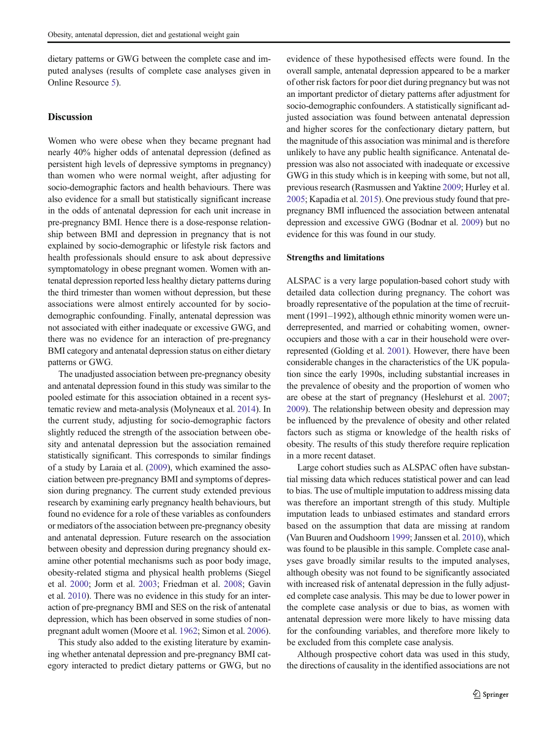dietary patterns or GWG between the complete case and imputed analyses (results of complete case analyses given in Online Resource 5).

## Discussion

Women who were obese when they became pregnant had nearly 40% higher odds of antenatal depression (defined as persistent high levels of depressive symptoms in pregnancy) than women who were normal weight, after adjusting for socio-demographic factors and health behaviours. There was also evidence for a small but statistically significant increase in the odds of antenatal depression for each unit increase in pre-pregnancy BMI. Hence there is a dose-response relationship between BMI and depression in pregnancy that is not explained by socio-demographic or lifestyle risk factors and health professionals should ensure to ask about depressive symptomatology in obese pregnant women. Women with antenatal depression reported less healthy dietary patterns during the third trimester than women without depression, but these associations were almost entirely accounted for by socio-demographic confounding. Finally, antenatal depression was not associated with either inadequate or excessive GWG, and there was no evidence for an interaction of pre-pregnancy BMI category and antenatal depression status on either dietary patterns or GWG.

The unadjusted association between pre-pregnancy obesity and antenatal depression found in this study was similar to the pooled estimate for this association obtained in a recent systematic review and meta-analysis (Molyneaux et al. 2014). In the current study, adjusting for socio-demographic factors slightly reduced the strength of the association between obesity and antenatal depression but the association remained statistically significant. This corresponds to similar findings of a study by Laraia et al. (2009), which examined the association between pre-pregnancy BMI and symptoms of depression during pregnancy. The current study extended previous research by examining early pregnancy health behaviours, but found no evidence for a role of these variables as confounders or mediators of the association between pre-pregnancy obesity and antenatal depression. Future research on the association between obesity and depression during pregnancy should examine other potential mechanisms such as poor body image, obesity-related stigma and physical health problems (Siegel et al. 2000; Jorm et al. 2003; Friedman et al. 2008; Gavin et al. 2010). There was no evidence in this study for an interaction of pre-pregnancy BMI and SES on the risk of antenatal depression, which has been observed in some studies of non-pregnant adult women (Moore et al. 1962; Simon et al. 2006).

This study also added to the existing literature by examining whether antenatal depression and pre-pregnancy BMI category interacted to predict dietary patterns or GWG, but no evidence of these hypothesised effects were found. In the overall sample, antenatal depression appeared to be a marker of other risk factors for poor diet during pregnancy but was not an important predictor of dietary patterns after adjustment for socio-demographic confounders. A statistically significant adjusted association was found between antenatal depression and higher scores for the confectionary dietary pattern, but the magnitude of this association was minimal and is therefore unlikely to have any public health significance. Antenatal depression was also not associated with inadequate or excessive GWG in this study which is in keeping with some, but not all, previous research (Rasmussen and Yaktine 2009; Hurley et al. 2005; Kapadia et al. 2015). One previous study found that pre-pregnancy BMI influenced the association between antenatal depression and excessive GWG (Bodnar et al. 2009) but no evidence for this was found in our study.

### Strengths and limitations

ALSPAC is a very large population-based cohort study with detailed data collection during pregnancy. The cohort was broadly representative of the population at the time of recruitment (1991–1992), although ethnic minority women were underrepresented, and married or cohabiting women, owner-occupiers and those with a car in their household were overrepresented (Golding et al. 2001). However, there have been considerable changes in the characteristics of the UK population since the early 1990s, including substantial increases in the prevalence of obesity and the proportion of women who are obese at the start of pregnancy (Heslehurst et al. 2007; 2009). The relationship between obesity and depression may be influenced by the prevalence of obesity and other related factors such as stigma or knowledge of the health risks of obesity. The results of this study therefore require replication in a more recent dataset.

Large cohort studies such as ALSPAC often have substantial missing data which reduces statistical power and can lead to bias. The use of multiple imputation to address missing data was therefore an important strength of this study. Multiple imputation leads to unbiased estimates and standard errors based on the assumption that data are missing at random (Van Buuren and Oudshoorn 1999; Janssen et al. 2010), which was found to be plausible in this sample. Complete case analyses gave broadly similar results to the imputed analyses, although obesity was not found to be significantly associated with increased risk of antenatal depression in the fully adjusted complete case analysis. This may be due to lower power in the complete case analysis or due to bias, as women with antenatal depression were more likely to have missing data for the confounding variables, and therefore more likely to be excluded from this complete case analysis.

Although prospective cohort data was used in this study, the directions of causality in the identified associations are not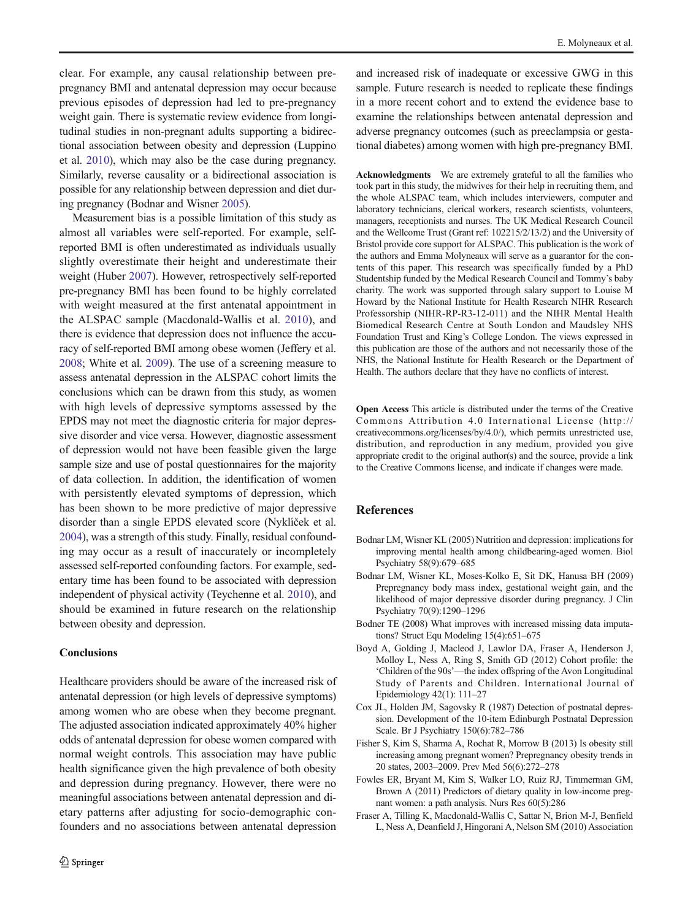clear. For example, any causal relationship between pre-pregnancy BMI and antenatal depression may occur because previous episodes of depression had led to pre-pregnancy weight gain. There is systematic review evidence from longitudinal studies in non-pregnant adults supporting a bidirectional association between obesity and depression (Luppino et al. 2010), which may also be the case during pregnancy. Similarly, reverse causality or a bidirectional association is possible for any relationship between depression and diet during pregnancy (Bodnar and Wisner 2005).

Measurement bias is a possible limitation of this study as almost all variables were self-reported. For example, self-reported BMI is often underestimated as individuals usually slightly overestimate their height and underestimate their weight (Huber 2007). However, retrospectively self-reported pre-pregnancy BMI has been found to be highly correlated with weight measured at the first antenatal appointment in the ALSPAC sample (Macdonald-Wallis et al. 2010), and there is evidence that depression does not influence the accuracy of self-reported BMI among obese women (Jeffery et al. 2008; White et al. 2009). The use of a screening measure to assess antenatal depression in the ALSPAC cohort limits the conclusions which can be drawn from this study, as women with high levels of depressive symptoms assessed by the EPDS may not meet the diagnostic criteria for major depressive disorder and vice versa. However, diagnostic assessment of depression would not have been feasible given the large sample size and use of postal questionnaires for the majority of data collection. In addition, the identification of women with persistently elevated symptoms of depression, which has been shown to be more predictive of major depressive disorder than a single EPDS elevated score (Nyklíček et al. 2004), was a strength of this study. Finally, residual confounding may occur as a result of inaccurately or incompletely assessed self-reported confounding factors. For example, sedentary time has been found to be associated with depression independent of physical activity (Teychenne et al. 2010), and should be examined in future research on the relationship between obesity and depression.

## Conclusions

Healthcare providers should be aware of the increased risk of antenatal depression (or high levels of depressive symptoms) among women who are obese when they become pregnant. The adjusted association indicated approximately 40% higher odds of antenatal depression for obese women compared with normal weight controls. This association may have public health significance given the high prevalence of both obesity and depression during pregnancy. However, there were no meaningful associations between antenatal depression and dietary patterns after adjusting for socio-demographic confounders and no associations between antenatal depression and increased risk of inadequate or excessive GWG in this sample. Future research is needed to replicate these findings in a more recent cohort and to extend the evidence base to examine the relationships between antenatal depression and adverse pregnancy outcomes (such as preeclampsia or gestational diabetes) among women with high pre-pregnancy BMI.

**Acknowledgments** We are extremely grateful to all the families who took part in this study, the midwives for their help in recruiting them, and the whole ALSPAC team, which includes interviewers, computer and laboratory technicians, clerical workers, research scientists, volunteers, managers, receptionists and nurses. The UK Medical Research Council and the Wellcome Trust (Grant ref: 102215/2/13/2) and the University of Bristol provide core support for ALSPAC. This publication is the work of the authors and Emma Molyneaux will serve as a guarantor for the contents of this paper. This research was specifically funded by a PhD Studentship funded by the Medical Research Council and Tommy's baby charity. The work was supported through salary support to Louise M Howard by the National Institute for Health Research NIHR Research Professorship (NIHR-RP-R3-12-011) and the NIHR Mental Health Biomedical Research Centre at South London and Maudsley NHS Foundation Trust and King's College London. The views expressed in this publication are those of the authors and not necessarily those of the NHS, the National Institute for Health Research or the Department of Health. The authors declare that they have no conflicts of interest.

**Open Access** This article is distributed under the terms of the Creative Commons Attribution 4.0 International License (http://creativecommons.org/licenses/by/4.0/), which permits unrestricted use, distribution, and reproduction in any medium, provided you give appropriate credit to the original author(s) and the source, provide a link to the Creative Commons license, and indicate if changes were made.

## References

Bodnar LM, Wisner KL (2005) Nutrition and depression: implications for improving mental health among childbearing-aged women. Biol Psychiatry 58(9):679–685

Bodnar LM, Wisner KL, Moses-Kolko E, Sit DK, Hanusa BH (2009) Prepregnancy body mass index, gestational weight gain, and the likelihood of major depressive disorder during pregnancy. J Clin Psychiatry 70(9):1290–1296

Bodner TE (2008) What improves with increased missing data imputations? Struct Equ Modeling 15(4):651–675

Boyd A, Golding J, Macleod J, Lawlor DA, Fraser A, Henderson J, Molloy L, Ness A, Ring S, Smith GD (2012) Cohort profile: the 'Children of the 90s'—the index offspring of the Avon Longitudinal Study of Parents and Children. International Journal of Epidemiology 42(1): 111–27

Cox JL, Holden JM, Sagovsky R (1987) Detection of postnatal depression. Development of the 10-item Edinburgh Postnatal Depression Scale. Br J Psychiatry 150(6):782–786

Fisher S, Kim S, Sharma A, Rochat R, Morrow B (2013) Is obesity still increasing among pregnant women? Prepregnancy obesity trends in 20 states, 2003–2009. Prev Med 56(6):272–278

Fowles ER, Bryant M, Kim S, Walker LO, Ruiz RJ, Timmerman GM, Brown A (2011) Predictors of dietary quality in low-income pregnant women: a path analysis. Nurs Res 60(5):286

Fraser A, Tilling K, Macdonald-Wallis C, Sattar N, Brion M-J, Benfield L, Ness A, Deanfield J, Hingorani A, Nelson SM (2010) Association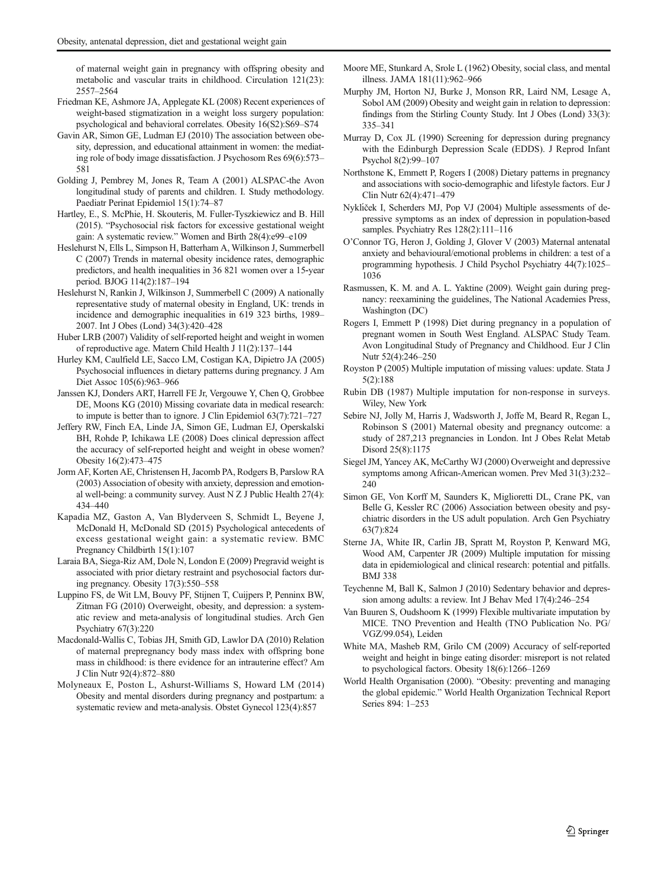of maternal weight gain in pregnancy with offspring obesity and metabolic and vascular traits in childhood. Circulation 121(23): 2557–2564

Friedman KE, Ashmore JA, Applegate KL (2008) Recent experiences of weight-based stigmatization in a weight loss surgery population: psychological and behavioral correlates. Obesity 16(S2):S69–S74

Gavin AR, Simon GE, Ludman EJ (2010) The association between obesity, depression, and educational attainment in women: the mediating role of body image dissatisfaction. J Psychosom Res 69(6):573–581

Golding J, Pembrey M, Jones R, Team A (2001) ALSPAC-the Avon longitudinal study of parents and children. I. Study methodology. Paediatr Perinat Epidemiol 15(1):74–87

Hartley, E., S. McPhie, H. Skouteris, M. Fuller-Tyszkiewicz and B. Hill (2015). "Psychosocial risk factors for excessive gestational weight gain: A systematic review." Women and Birth 28(4):e99–e109

Heslehurst N, Ells L, Simpson H, Batterham A, Wilkinson J, Summerbell C (2007) Trends in maternal obesity incidence rates, demographic predictors, and health inequalities in 36 821 women over a 15-year period. BJOG 114(2):187–194

Heslehurst N, Rankin J, Wilkinson J, Summerbell C (2009) A nationally representative study of maternal obesity in England, UK: trends in incidence and demographic inequalities in 619 323 births, 1989–2007. Int J Obes (Lond) 34(3):420–428

Huber LRB (2007) Validity of self-reported height and weight in women of reproductive age. Matern Child Health J 11(2):137–144

Hurley KM, Caulfield LE, Sacco LM, Costigan KA, Dipietro JA (2005) Psychosocial influences in dietary patterns during pregnancy. J Am Diet Assoc 105(6):963–966

Janssen KJ, Donders ART, Harrell FE Jr, Vergouwe Y, Chen Q, Grobbee DE, Moons KG (2010) Missing covariate data in medical research: to impute is better than to ignore. J Clin Epidemiol 63(7):721–727

Jeffery RW, Finch EA, Linde JA, Simon GE, Ludman EJ, Operskalski BH, Rohde P, Ichikawa LE (2008) Does clinical depression affect the accuracy of self-reported height and weight in obese women? Obesity 16(2):473–475

Jorm AF, Korten AE, Christensen H, Jacomb PA, Rodgers B, Parslow RA (2003) Association of obesity with anxiety, depression and emotional well-being: a community survey. Aust N Z J Public Health 27(4): 434–440

Kapadia MZ, Gaston A, Van Blyderveen S, Schmidt L, Beyene J, McDonald H, McDonald SD (2015) Psychological antecedents of excess gestational weight gain: a systematic review. BMC Pregnancy Childbirth 15(1):107

Laraia BA, Siega-Riz AM, Dole N, London E (2009) Pregravid weight is associated with prior dietary restraint and psychosocial factors during pregnancy. Obesity 17(3):550–558

Luppino FS, de Wit LM, Bouvy PF, Stijnen T, Cuijpers P, Penninx BW, Zitman FG (2010) Overweight, obesity, and depression: a systematic review and meta-analysis of longitudinal studies. Arch Gen Psychiatry 67(3):220

Macdonald-Wallis C, Tobias JH, Smith GD, Lawlor DA (2010) Relation of maternal prepregnancy body mass index with offspring bone mass in childhood: is there evidence for an intrauterine effect? Am J Clin Nutr 92(4):872–880

Molyneaux E, Poston L, Ashurst-Williams S, Howard LM (2014) Obesity and mental disorders during pregnancy and postpartum: a systematic review and meta-analysis. Obstet Gynecol 123(4):857

Moore ME, Stunkard A, Srole L (1962) Obesity, social class, and mental illness. JAMA 181(11):962–966

Murphy JM, Horton NJ, Burke J, Monson RR, Laird NM, Lesage A, Sobol AM (2009) Obesity and weight gain in relation to depression: findings from the Stirling County Study. Int J Obes (Lond) 33(3): 335–341

Murray D, Cox JL (1990) Screening for depression during pregnancy with the Edinburgh Depression Scale (EDDS). J Reprod Infant Psychol 8(2):99–107

Northstone K, Emmett P, Rogers I (2008) Dietary patterns in pregnancy and associations with socio-demographic and lifestyle factors. Eur J Clin Nutr 62(4):471–479

Nyklíček I, Scherders MJ, Pop VJ (2004) Multiple assessments of depressive symptoms as an index of depression in population-based samples. Psychiatry Res 128(2):111–116

O'Connor TG, Heron J, Golding J, Glover V (2003) Maternal antenatal anxiety and behavioural/emotional problems in children: a test of a programming hypothesis. J Child Psychol Psychiatry 44(7):1025–1036

Rasmussen, K. M. and A. L. Yaktine (2009). Weight gain during pregnancy: reexamining the guidelines, The National Academies Press, Washington (DC)

Rogers I, Emmett P (1998) Diet during pregnancy in a population of pregnant women in South West England. ALSPAC Study Team. Avon Longitudinal Study of Pregnancy and Childhood. Eur J Clin Nutr 52(4):246–250

Royston P (2005) Multiple imputation of missing values: update. Stata J 5(2):188

Rubin DB (1987) Multiple imputation for non-response in surveys. Wiley, New York

Sebire NJ, Jolly M, Harris J, Wadsworth J, Joffe M, Beard R, Regan L, Robinson S (2001) Maternal obesity and pregnancy outcome: a study of 287,213 pregnancies in London. Int J Obes Relat Metab Disord 25(8):1175

Siegel JM, Yancey AK, McCarthy WJ (2000) Overweight and depressive symptoms among African-American women. Prev Med 31(3):232–240

Simon GE, Von Korff M, Saunders K, Miglioretti DL, Crane PK, van Belle G, Kessler RC (2006) Association between obesity and psychiatric disorders in the US adult population. Arch Gen Psychiatry 63(7):824

Sterne JA, White IR, Carlin JB, Spratt M, Royston P, Kenward MG, Wood AM, Carpenter JR (2009) Multiple imputation for missing data in epidemiological and clinical research: potential and pitfalls. BMJ 338

Teychenne M, Ball K, Salmon J (2010) Sedentary behavior and depression among adults: a review. Int J Behav Med 17(4):246–254

Van Buuren S, Oudshoorn K (1999) Flexible multivariate imputation by MICE. TNO Prevention and Health (TNO Publication No. PG/VGZ/99.054), Leiden

White MA, Masheb RM, Grilo CM (2009) Accuracy of self-reported weight and height in binge eating disorder: misreport is not related to psychological factors. Obesity 18(6):1266–1269

World Health Organisation (2000). "Obesity: preventing and managing the global epidemic." World Health Organization Technical Report Series 894: 1–253